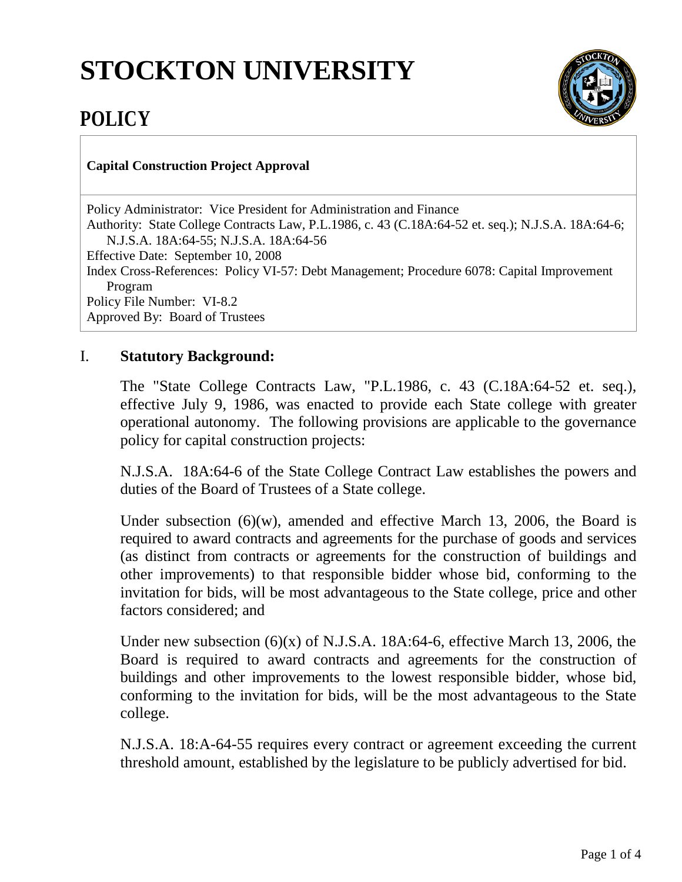# STOCKTON UNIVERSITY

## POLICY

**Capital Construction Project Approval**

Policy Administrator: Vice President for Administration and Finance
Authority: State College Contracts Law, P.L.1986, c. 43 (C.18A:64-52 et. seq.); N.J.S.A. 18A:64-6; N.J.S.A. 18A:64-55; N.J.S.A. 18A:64-56
Effective Date: September 10, 2008
Index Cross-References: Policy VI-57: Debt Management; Procedure 6078: Capital Improvement Program
Policy File Number: VI-8.2
Approved By: Board of Trustees

### I. **Statutory Background:**

The "State College Contracts Law, "P.L.1986, c. 43 (C.18A:64-52 et. seq.), effective July 9, 1986, was enacted to provide each State college with greater operational autonomy. The following provisions are applicable to the governance policy for capital construction projects:

N.J.S.A. 18A:64-6 of the State College Contract Law establishes the powers and duties of the Board of Trustees of a State college.

Under subsection (6)(w), amended and effective March 13, 2006, the Board is required to award contracts and agreements for the purchase of goods and services (as distinct from contracts or agreements for the construction of buildings and other improvements) to that responsible bidder whose bid, conforming to the invitation for bids, will be most advantageous to the State college, price and other factors considered; and

Under new subsection (6)(x) of N.J.S.A. 18A:64-6, effective March 13, 2006, the Board is required to award contracts and agreements for the construction of buildings and other improvements to the lowest responsible bidder, whose bid, conforming to the invitation for bids, will be the most advantageous to the State college.

N.J.S.A. 18:A-64-55 requires every contract or agreement exceeding the current threshold amount, established by the legislature to be publicly advertised for bid.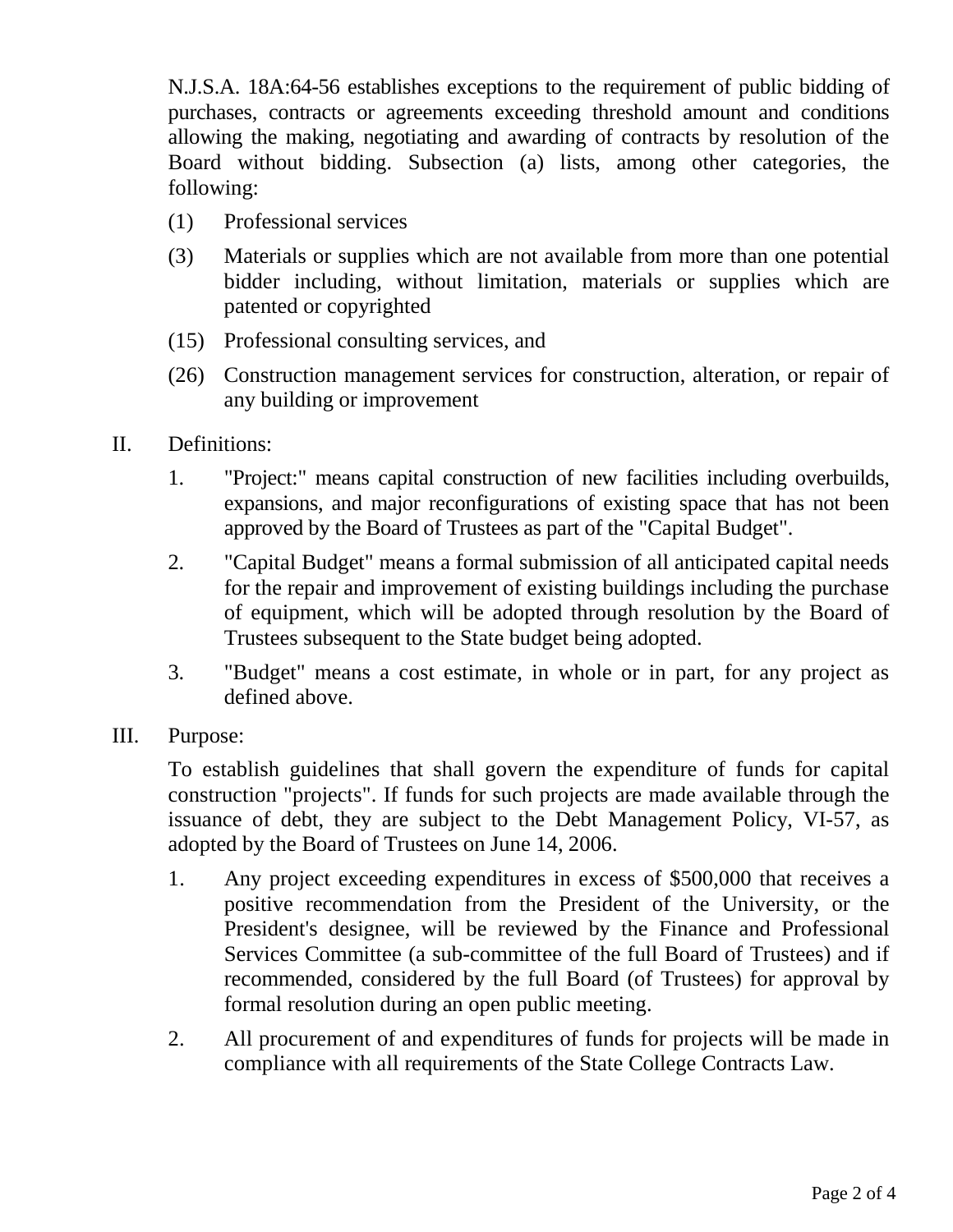N.J.S.A. 18A:64-56 establishes exceptions to the requirement of public bidding of purchases, contracts or agreements exceeding threshold amount and conditions allowing the making, negotiating and awarding of contracts by resolution of the Board without bidding. Subsection (a) lists, among other categories, the following:

(1) Professional services

(3) Materials or supplies which are not available from more than one potential bidder including, without limitation, materials or supplies which are patented or copyrighted

(15) Professional consulting services, and

(26) Construction management services for construction, alteration, or repair of any building or improvement

II. Definitions:

1. "Project:" means capital construction of new facilities including overbuilds, expansions, and major reconfigurations of existing space that has not been approved by the Board of Trustees as part of the "Capital Budget".

2. "Capital Budget" means a formal submission of all anticipated capital needs for the repair and improvement of existing buildings including the purchase of equipment, which will be adopted through resolution by the Board of Trustees subsequent to the State budget being adopted.

3. "Budget" means a cost estimate, in whole or in part, for any project as defined above.

III. Purpose:

To establish guidelines that shall govern the expenditure of funds for capital construction "projects". If funds for such projects are made available through the issuance of debt, they are subject to the Debt Management Policy, VI-57, as adopted by the Board of Trustees on June 14, 2006.

1. Any project exceeding expenditures in excess of $500,000 that receives a positive recommendation from the President of the University, or the President's designee, will be reviewed by the Finance and Professional Services Committee (a sub-committee of the full Board of Trustees) and if recommended, considered by the full Board (of Trustees) for approval by formal resolution during an open public meeting.

2. All procurement of and expenditures of funds for projects will be made in compliance with all requirements of the State College Contracts Law.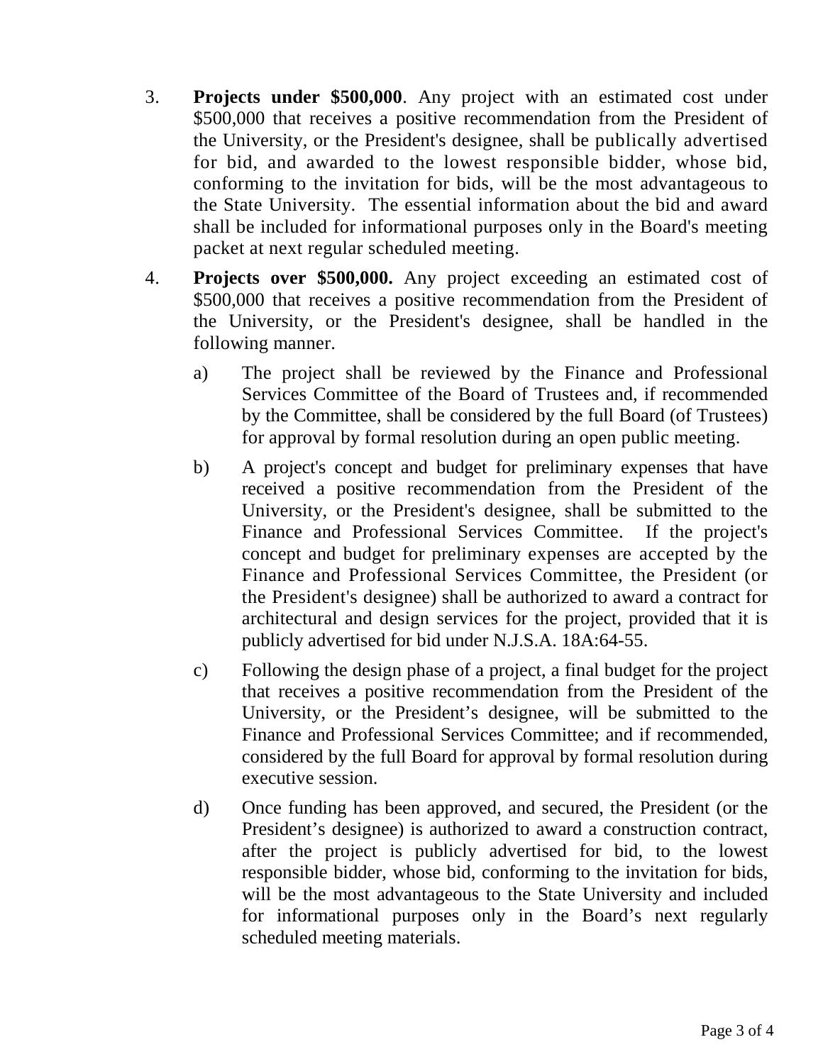3. **Projects under $500,000**. Any project with an estimated cost under $500,000 that receives a positive recommendation from the President of the University, or the President's designee, shall be publically advertised for bid, and awarded to the lowest responsible bidder, whose bid, conforming to the invitation for bids, will be the most advantageous to the State University. The essential information about the bid and award shall be included for informational purposes only in the Board's meeting packet at next regular scheduled meeting.

4. **Projects over $500,000.** Any project exceeding an estimated cost of $500,000 that receives a positive recommendation from the President of the University, or the President's designee, shall be handled in the following manner.

   a) The project shall be reviewed by the Finance and Professional Services Committee of the Board of Trustees and, if recommended by the Committee, shall be considered by the full Board (of Trustees) for approval by formal resolution during an open public meeting.

   b) A project's concept and budget for preliminary expenses that have received a positive recommendation from the President of the University, or the President's designee, shall be submitted to the Finance and Professional Services Committee. If the project's concept and budget for preliminary expenses are accepted by the Finance and Professional Services Committee, the President (or the President's designee) shall be authorized to award a contract for architectural and design services for the project, provided that it is publicly advertised for bid under N.J.S.A. 18A:64-55.

   c) Following the design phase of a project, a final budget for the project that receives a positive recommendation from the President of the University, or the President's designee, will be submitted to the Finance and Professional Services Committee; and if recommended, considered by the full Board for approval by formal resolution during executive session.

   d) Once funding has been approved, and secured, the President (or the President's designee) is authorized to award a construction contract, after the project is publicly advertised for bid, to the lowest responsible bidder, whose bid, conforming to the invitation for bids, will be the most advantageous to the State University and included for informational purposes only in the Board's next regularly scheduled meeting materials.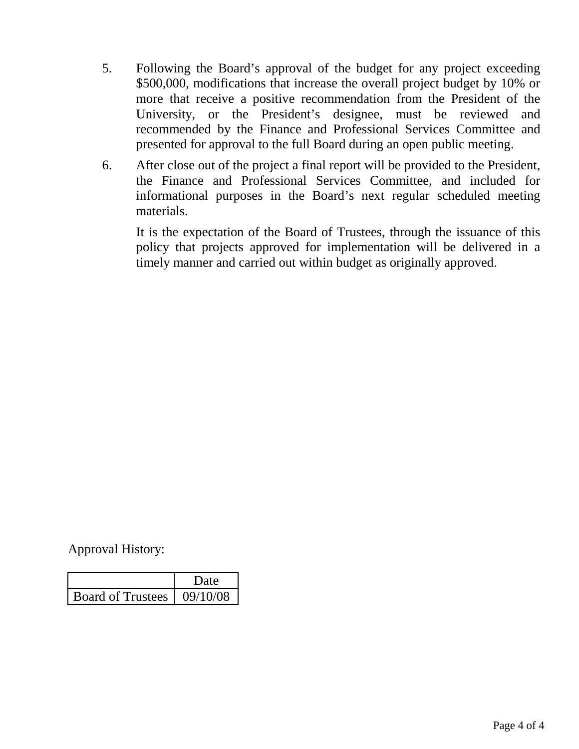5. Following the Board’s approval of the budget for any project exceeding $500,000, modifications that increase the overall project budget by 10% or more that receive a positive recommendation from the President of the University, or the President’s designee, must be reviewed and recommended by the Finance and Professional Services Committee and presented for approval to the full Board during an open public meeting.

6. After close out of the project a final report will be provided to the President, the Finance and Professional Services Committee, and included for informational purposes in the Board’s next regular scheduled meeting materials.

   It is the expectation of the Board of Trustees, through the issuance of this policy that projects approved for implementation will be delivered in a timely manner and carried out within budget as originally approved.

Approval History:

| | Date |
|---|---|
| Board of Trustees | 09/10/08 |